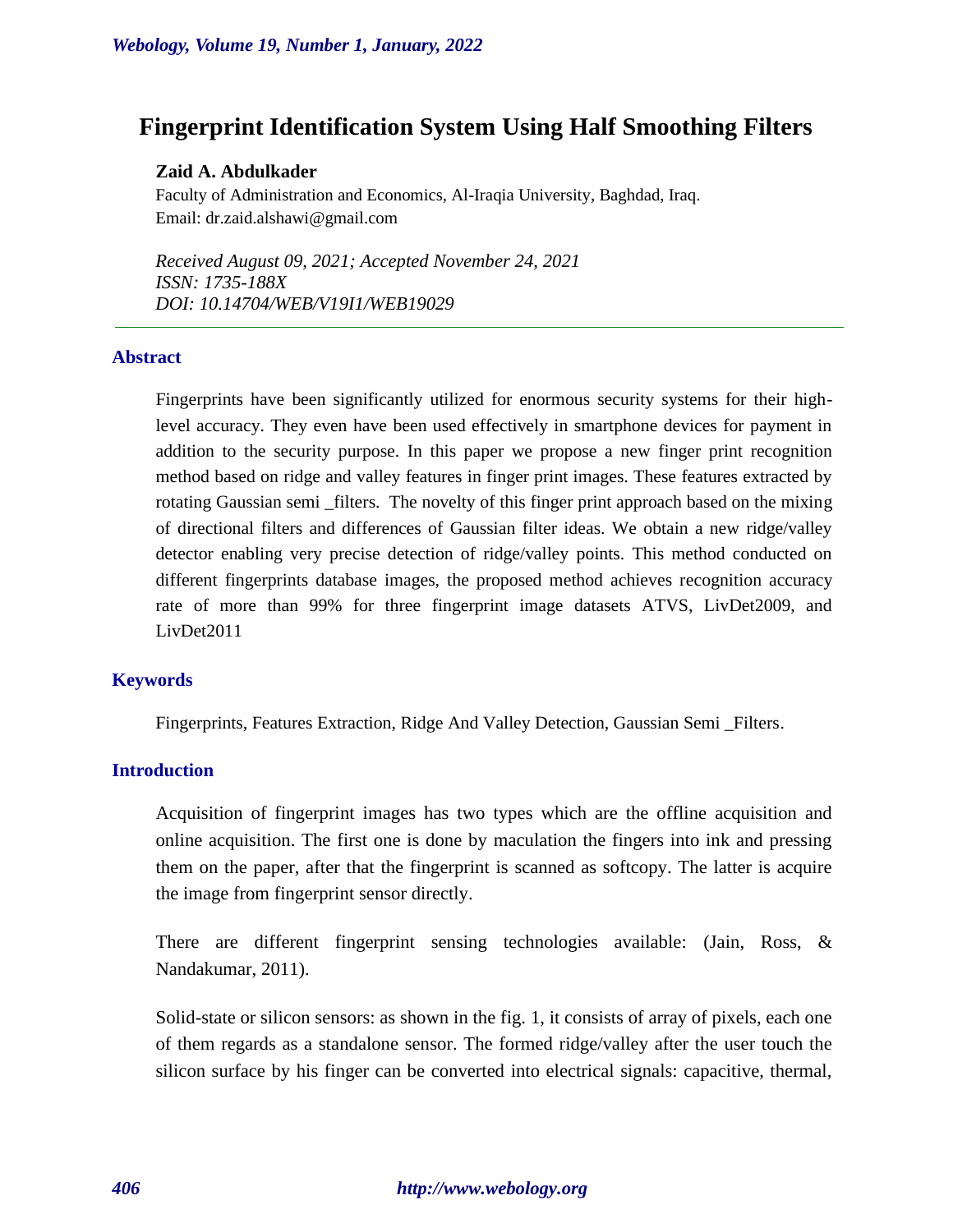# Fingerprint Identification System Using Half Smoothing Filters

**Zaid A. Abdulkader**

Faculty of Administration and Economics, Al-Iraqia University, Baghdad, Iraq.
Email: dr.zaid.alshawi@gmail.com

*Received August 09, 2021; Accepted November 24, 2021*
*ISSN: 1735-188X*
*DOI: 10.14704/WEB/V19I1/WEB19029*

---

## Abstract

Fingerprints have been significantly utilized for enormous security systems for their high-level accuracy. They even have been used effectively in smartphone devices for payment in addition to the security purpose. In this paper we propose a new finger print recognition method based on ridge and valley features in finger print images. These features extracted by rotating Gaussian semi _filters. The novelty of this finger print approach based on the mixing of directional filters and differences of Gaussian filter ideas. We obtain a new ridge/valley detector enabling very precise detection of ridge/valley points. This method conducted on different fingerprints database images, the proposed method achieves recognition accuracy rate of more than 99% for three fingerprint image datasets ATVS, LivDet2009, and LivDet2011

## Keywords

Fingerprints, Features Extraction, Ridge And Valley Detection, Gaussian Semi _Filters.

## Introduction

Acquisition of fingerprint images has two types which are the offline acquisition and online acquisition. The first one is done by maculation the fingers into ink and pressing them on the paper, after that the fingerprint is scanned as softcopy. The latter is acquire the image from fingerprint sensor directly.

There are different fingerprint sensing technologies available: (Jain, Ross, & Nandakumar, 2011).

Solid-state or silicon sensors: as shown in the fig. 1, it consists of array of pixels, each one of them regards as a standalone sensor. The formed ridge/valley after the user touch the silicon surface by his finger can be converted into electrical signals: capacitive, thermal,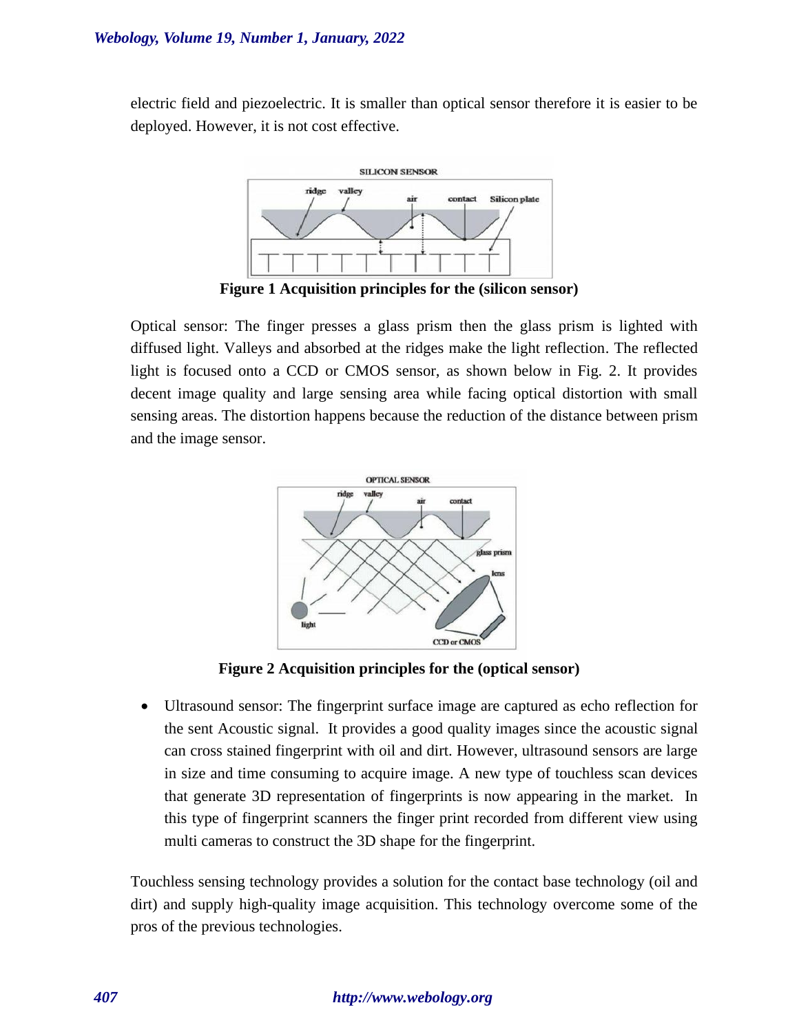electric field and piezoelectric. It is smaller than optical sensor therefore it is easier to be deployed. However, it is not cost effective.

**Figure 1 Acquisition principles for the (silicon sensor)**

Optical sensor: The finger presses a glass prism then the glass prism is lighted with diffused light. Valleys and absorbed at the ridges make the light reflection. The reflected light is focused onto a CCD or CMOS sensor, as shown below in Fig. 2. It provides decent image quality and large sensing area while facing optical distortion with small sensing areas. The distortion happens because the reduction of the distance between prism and the image sensor.

**Figure 2 Acquisition principles for the (optical sensor)**

- Ultrasound sensor: The fingerprint surface image are captured as echo reflection for the sent Acoustic signal. It provides a good quality images since the acoustic signal can cross stained fingerprint with oil and dirt. However, ultrasound sensors are large in size and time consuming to acquire image. A new type of touchless scan devices that generate 3D representation of fingerprints is now appearing in the market. In this type of fingerprint scanners the finger print recorded from different view using multi cameras to construct the 3D shape for the fingerprint.

Touchless sensing technology provides a solution for the contact base technology (oil and dirt) and supply high-quality image acquisition. This technology overcome some of the pros of the previous technologies.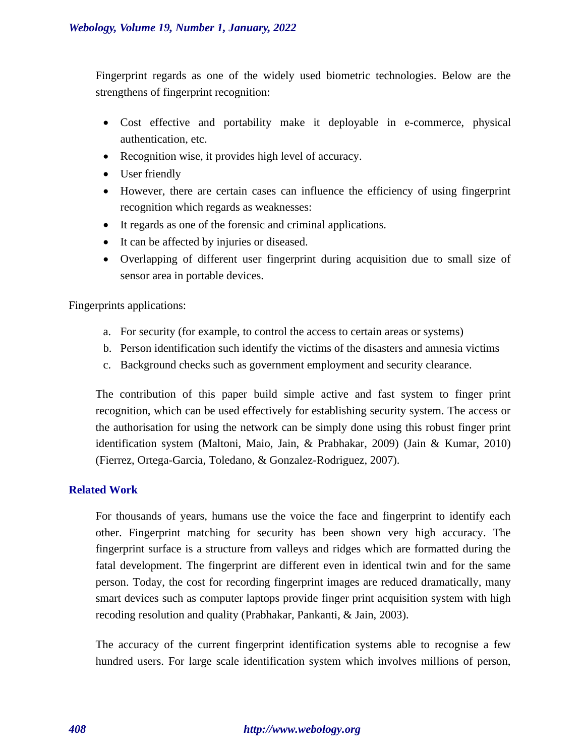Fingerprint regards as one of the widely used biometric technologies. Below are the strengthens of fingerprint recognition:

- Cost effective and portability make it deployable in e-commerce, physical authentication, etc.
- Recognition wise, it provides high level of accuracy.
- User friendly
- However, there are certain cases can influence the efficiency of using fingerprint recognition which regards as weaknesses:
- It regards as one of the forensic and criminal applications.
- It can be affected by injuries or diseased.
- Overlapping of different user fingerprint during acquisition due to small size of sensor area in portable devices.

Fingerprints applications:

a. For security (for example, to control the access to certain areas or systems)
b. Person identification such identify the victims of the disasters and amnesia victims
c. Background checks such as government employment and security clearance.

The contribution of this paper build simple active and fast system to finger print recognition, which can be used effectively for establishing security system. The access or the authorisation for using the network can be simply done using this robust finger print identification system (Maltoni, Maio, Jain, & Prabhakar, 2009) (Jain & Kumar, 2010) (Fierrez, Ortega-Garcia, Toledano, & Gonzalez-Rodriguez, 2007).

## Related Work

For thousands of years, humans use the voice the face and fingerprint to identify each other. Fingerprint matching for security has been shown very high accuracy. The fingerprint surface is a structure from valleys and ridges which are formatted during the fatal development. The fingerprint are different even in identical twin and for the same person. Today, the cost for recording fingerprint images are reduced dramatically, many smart devices such as computer laptops provide finger print acquisition system with high recoding resolution and quality (Prabhakar, Pankanti, & Jain, 2003).

The accuracy of the current fingerprint identification systems able to recognise a few hundred users. For large scale identification system which involves millions of person,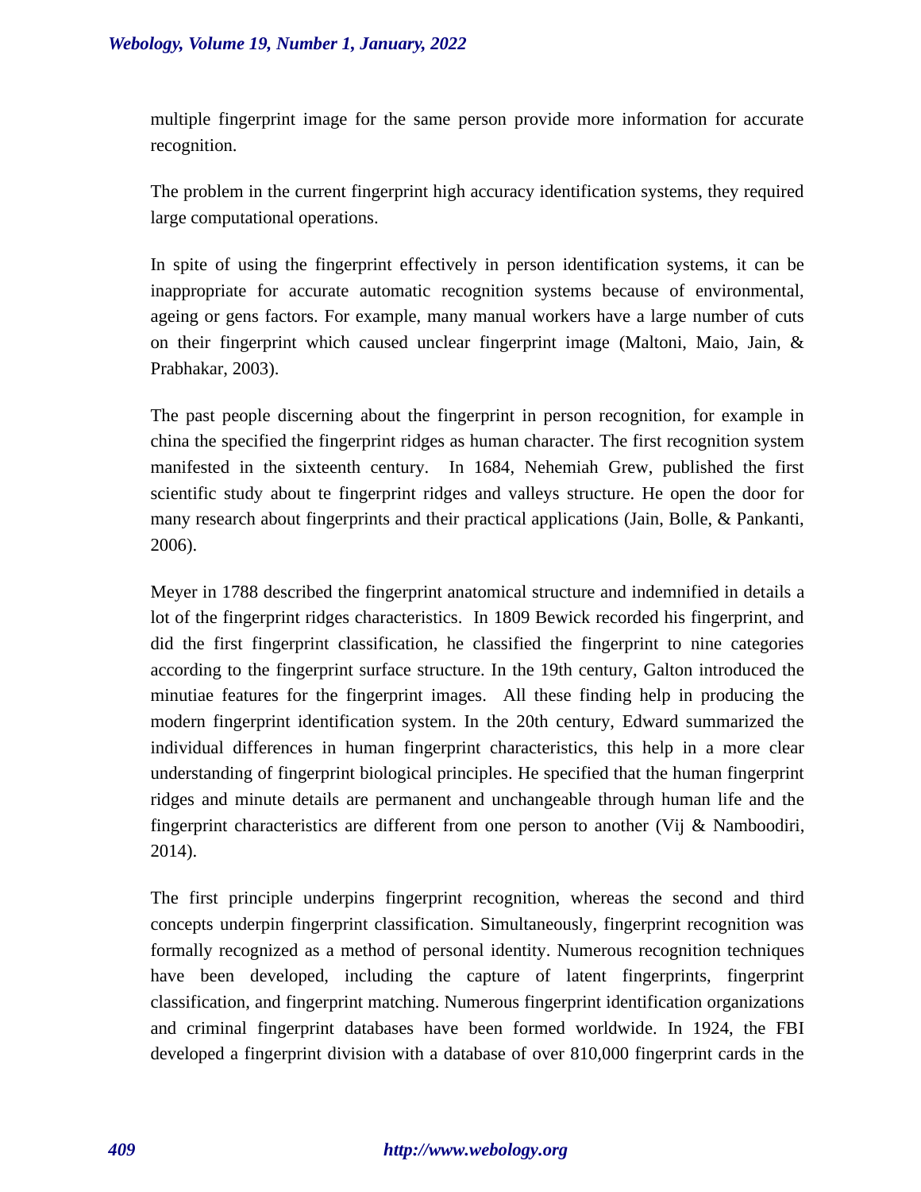multiple fingerprint image for the same person provide more information for accurate recognition.

The problem in the current fingerprint high accuracy identification systems, they required large computational operations.

In spite of using the fingerprint effectively in person identification systems, it can be inappropriate for accurate automatic recognition systems because of environmental, ageing or gens factors. For example, many manual workers have a large number of cuts on their fingerprint which caused unclear fingerprint image (Maltoni, Maio, Jain, & Prabhakar, 2003).

The past people discerning about the fingerprint in person recognition, for example in china the specified the fingerprint ridges as human character. The first recognition system manifested in the sixteenth century. In 1684, Nehemiah Grew, published the first scientific study about te fingerprint ridges and valleys structure. He open the door for many research about fingerprints and their practical applications (Jain, Bolle, & Pankanti, 2006).

Meyer in 1788 described the fingerprint anatomical structure and indemnified in details a lot of the fingerprint ridges characteristics. In 1809 Bewick recorded his fingerprint, and did the first fingerprint classification, he classified the fingerprint to nine categories according to the fingerprint surface structure. In the 19th century, Galton introduced the minutiae features for the fingerprint images. All these finding help in producing the modern fingerprint identification system. In the 20th century, Edward summarized the individual differences in human fingerprint characteristics, this help in a more clear understanding of fingerprint biological principles. He specified that the human fingerprint ridges and minute details are permanent and unchangeable through human life and the fingerprint characteristics are different from one person to another (Vij & Namboodiri, 2014).

The first principle underpins fingerprint recognition, whereas the second and third concepts underpin fingerprint classification. Simultaneously, fingerprint recognition was formally recognized as a method of personal identity. Numerous recognition techniques have been developed, including the capture of latent fingerprints, fingerprint classification, and fingerprint matching. Numerous fingerprint identification organizations and criminal fingerprint databases have been formed worldwide. In 1924, the FBI developed a fingerprint division with a database of over 810,000 fingerprint cards in the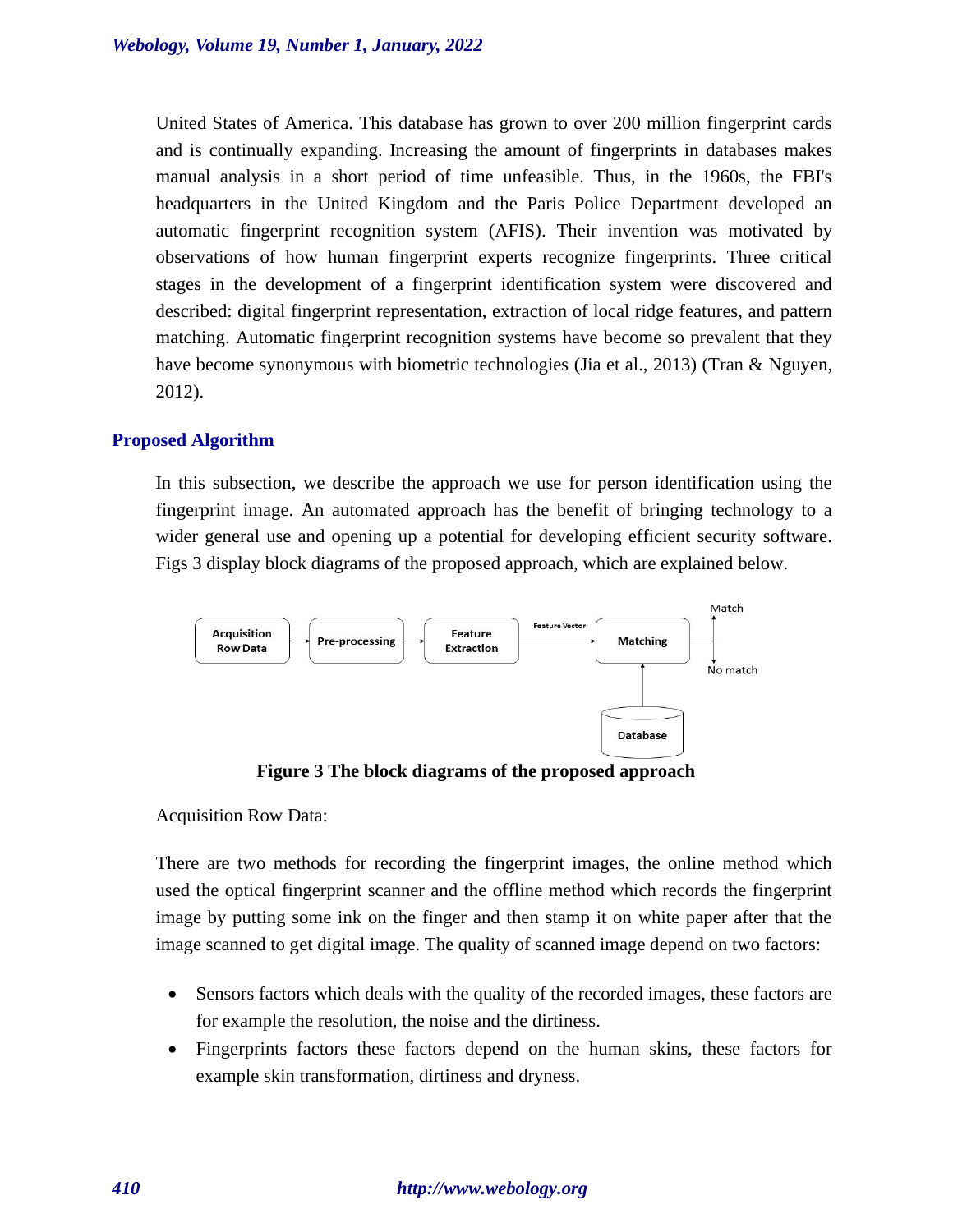United States of America. This database has grown to over 200 million fingerprint cards and is continually expanding. Increasing the amount of fingerprints in databases makes manual analysis in a short period of time unfeasible. Thus, in the 1960s, the FBI's headquarters in the United Kingdom and the Paris Police Department developed an automatic fingerprint recognition system (AFIS). Their invention was motivated by observations of how human fingerprint experts recognize fingerprints. Three critical stages in the development of a fingerprint identification system were discovered and described: digital fingerprint representation, extraction of local ridge features, and pattern matching. Automatic fingerprint recognition systems have become so prevalent that they have become synonymous with biometric technologies (Jia et al., 2013) (Tran & Nguyen, 2012).

## Proposed Algorithm

In this subsection, we describe the approach we use for person identification using the fingerprint image. An automated approach has the benefit of bringing technology to a wider general use and opening up a potential for developing efficient security software. Figs 3 display block diagrams of the proposed approach, which are explained below.

**Figure 3 The block diagrams of the proposed approach**

Acquisition Row Data:

There are two methods for recording the fingerprint images, the online method which used the optical fingerprint scanner and the offline method which records the fingerprint image by putting some ink on the finger and then stamp it on white paper after that the image scanned to get digital image. The quality of scanned image depend on two factors:

- Sensors factors which deals with the quality of the recorded images, these factors are for example the resolution, the noise and the dirtiness.
- Fingerprints factors these factors depend on the human skins, these factors for example skin transformation, dirtiness and dryness.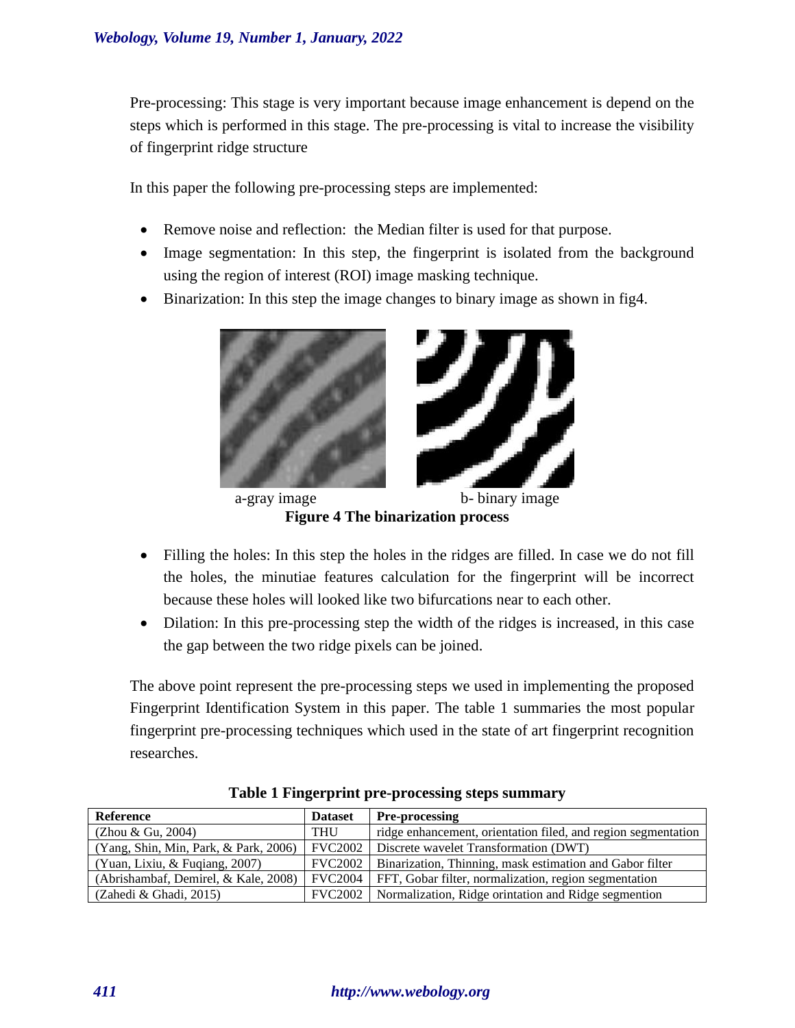Pre-processing: This stage is very important because image enhancement is depend on the steps which is performed in this stage. The pre-processing is vital to increase the visibility of fingerprint ridge structure

In this paper the following pre-processing steps are implemented:

- Remove noise and reflection: the Median filter is used for that purpose.
- Image segmentation: In this step, the fingerprint is isolated from the background using the region of interest (ROI) image masking technique.
- Binarization: In this step the image changes to binary image as shown in fig4.

a-gray image b- binary image

**Figure 4 The binarization process**

- Filling the holes: In this step the holes in the ridges are filled. In case we do not fill the holes, the minutiae features calculation for the fingerprint will be incorrect because these holes will looked like two bifurcations near to each other.
- Dilation: In this pre-processing step the width of the ridges is increased, in this case the gap between the two ridge pixels can be joined.

The above point represent the pre-processing steps we used in implementing the proposed Fingerprint Identification System in this paper. The table 1 summaries the most popular fingerprint pre-processing techniques which used in the state of art fingerprint recognition researches.

**Table 1 Fingerprint pre-processing steps summary**

| Reference | Dataset | Pre-processing |
|---|---|---|
| (Zhou & Gu, 2004) | THU | ridge enhancement, orientation filed, and region segmentation |
| (Yang, Shin, Min, Park, & Park, 2006) | FVC2002 | Discrete wavelet Transformation (DWT) |
| (Yuan, Lixiu, & Fuqiang, 2007) | FVC2002 | Binarization, Thinning, mask estimation and Gabor filter |
| (Abrishambaf, Demirel, & Kale, 2008) | FVC2004 | FFT, Gobar filter, normalization, region segmentation |
| (Zahedi & Ghadi, 2015) | FVC2002 | Normalization, Ridge orintation and Ridge segmention |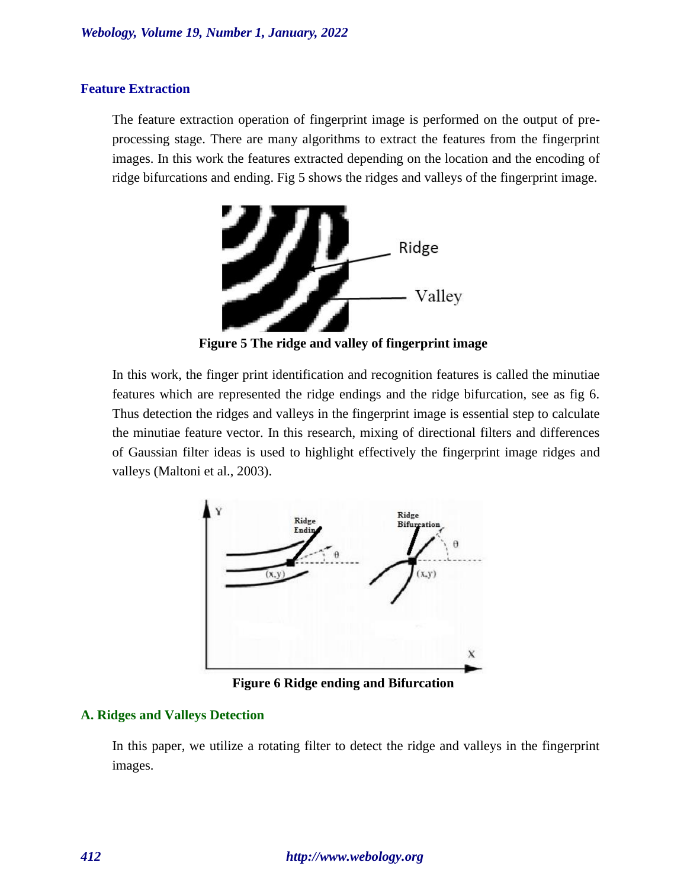## Feature Extraction

The feature extraction operation of fingerprint image is performed on the output of pre-processing stage. There are many algorithms to extract the features from the fingerprint images. In this work the features extracted depending on the location and the encoding of ridge bifurcations and ending. Fig 5 shows the ridges and valleys of the fingerprint image.

**Figure 5 The ridge and valley of fingerprint image**

In this work, the finger print identification and recognition features is called the minutiae features which are represented the ridge endings and the ridge bifurcation, see as fig 6. Thus detection the ridges and valleys in the fingerprint image is essential step to calculate the minutiae feature vector. In this research, mixing of directional filters and differences of Gaussian filter ideas is used to highlight effectively the fingerprint image ridges and valleys (Maltoni et al., 2003).

**Figure 6 Ridge ending and Bifurcation**

### A. Ridges and Valleys Detection

In this paper, we utilize a rotating filter to detect the ridge and valleys in the fingerprint images.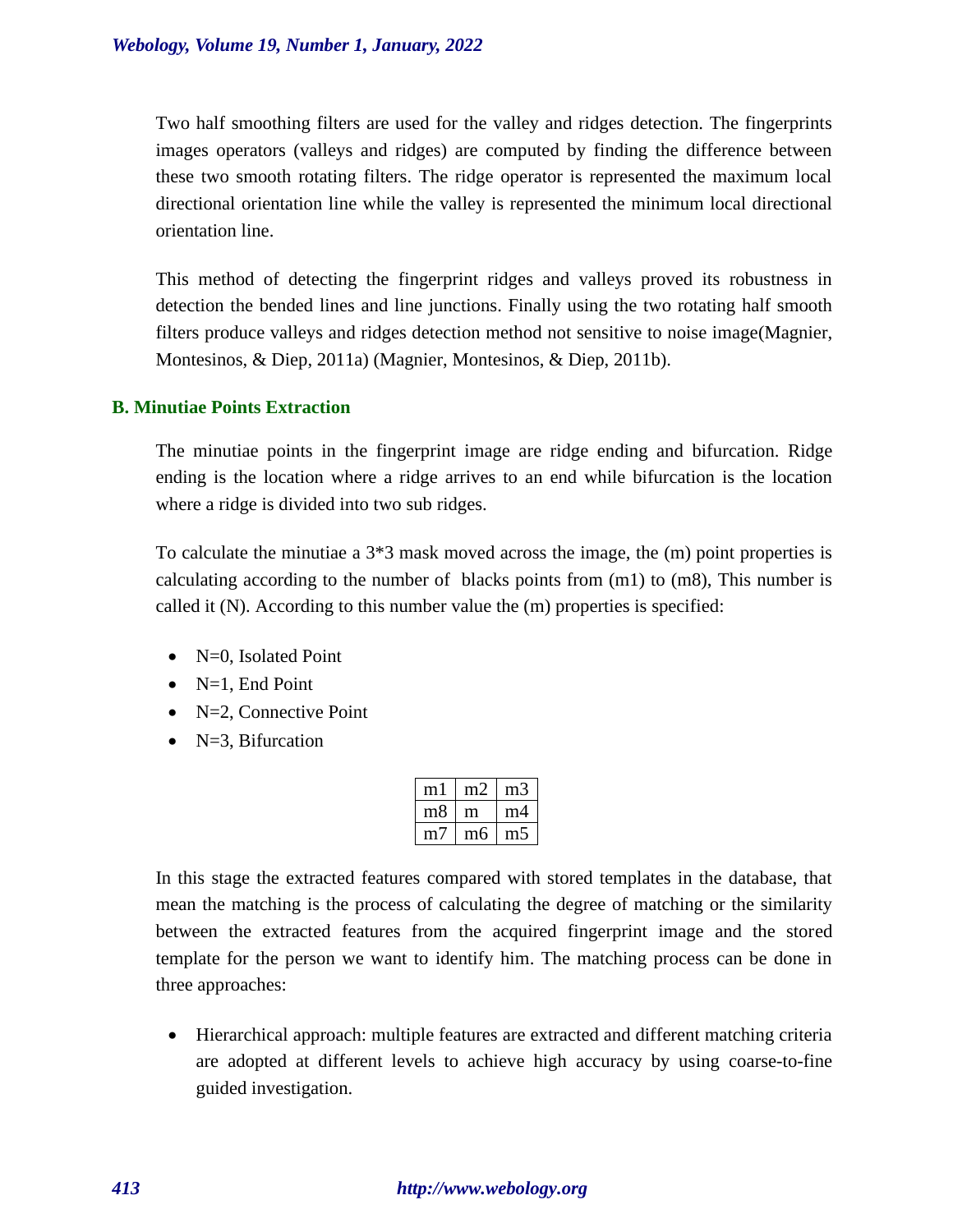Two half smoothing filters are used for the valley and ridges detection. The fingerprints images operators (valleys and ridges) are computed by finding the difference between these two smooth rotating filters. The ridge operator is represented the maximum local directional orientation line while the valley is represented the minimum local directional orientation line.

This method of detecting the fingerprint ridges and valleys proved its robustness in detection the bended lines and line junctions. Finally using the two rotating half smooth filters produce valleys and ridges detection method not sensitive to noise image(Magnier, Montesinos, & Diep, 2011a) (Magnier, Montesinos, & Diep, 2011b).

### B. Minutiae Points Extraction

The minutiae points in the fingerprint image are ridge ending and bifurcation. Ridge ending is the location where a ridge arrives to an end while bifurcation is the location where a ridge is divided into two sub ridges.

To calculate the minutiae a 3*3 mask moved across the image, the (m) point properties is calculating according to the number of blacks points from (m1) to (m8), This number is called it (N). According to this number value the (m) properties is specified:

- N=0, Isolated Point
- N=1, End Point
- N=2, Connective Point
- N=3, Bifurcation

| m1 | m2 | m3 |
|---|---|---|
| m8 | m | m4 |
| m7 | m6 | m5 |

In this stage the extracted features compared with stored templates in the database, that mean the matching is the process of calculating the degree of matching or the similarity between the extracted features from the acquired fingerprint image and the stored template for the person we want to identify him. The matching process can be done in three approaches:

- Hierarchical approach: multiple features are extracted and different matching criteria are adopted at different levels to achieve high accuracy by using coarse-to-fine guided investigation.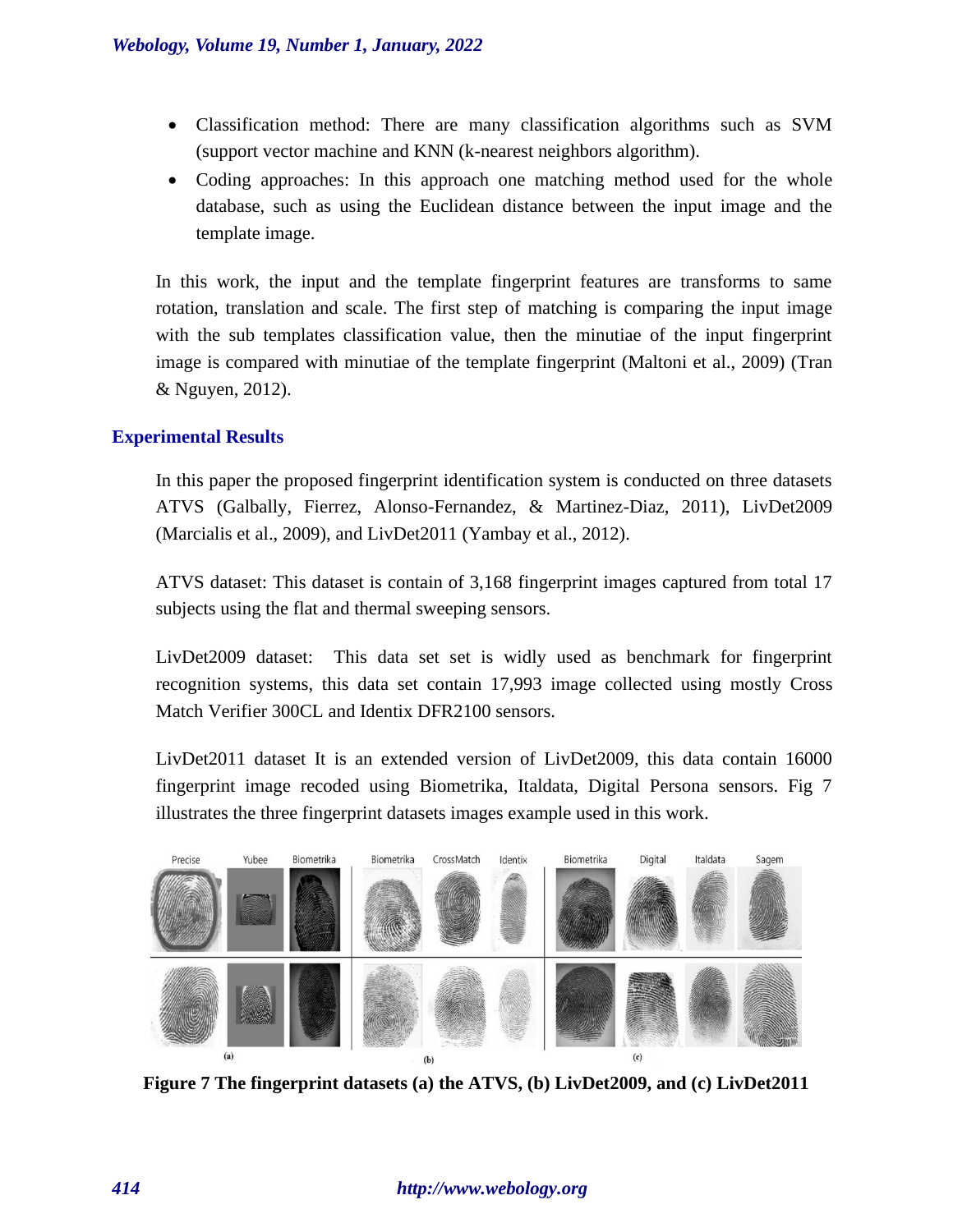- Classification method: There are many classification algorithms such as SVM (support vector machine and KNN (k-nearest neighbors algorithm).
- Coding approaches: In this approach one matching method used for the whole database, such as using the Euclidean distance between the input image and the template image.

In this work, the input and the template fingerprint features are transforms to same rotation, translation and scale. The first step of matching is comparing the input image with the sub templates classification value, then the minutiae of the input fingerprint image is compared with minutiae of the template fingerprint (Maltoni et al., 2009) (Tran & Nguyen, 2012).

## Experimental Results

In this paper the proposed fingerprint identification system is conducted on three datasets ATVS (Galbally, Fierrez, Alonso-Fernandez, & Martinez-Diaz, 2011), LivDet2009 (Marcialis et al., 2009), and LivDet2011 (Yambay et al., 2012).

ATVS dataset: This dataset is contain of 3,168 fingerprint images captured from total 17 subjects using the flat and thermal sweeping sensors.

LivDet2009 dataset: This data set set is widly used as benchmark for fingerprint recognition systems, this data set contain 17,993 image collected using mostly Cross Match Verifier 300CL and Identix DFR2100 sensors.

LivDet2011 dataset It is an extended version of LivDet2009, this data contain 16000 fingerprint image recoded using Biometrika, Italdata, Digital Persona sensors. Fig 7 illustrates the three fingerprint datasets images example used in this work.

**Figure 7 The fingerprint datasets (a) the ATVS, (b) LivDet2009, and (c) LivDet2011**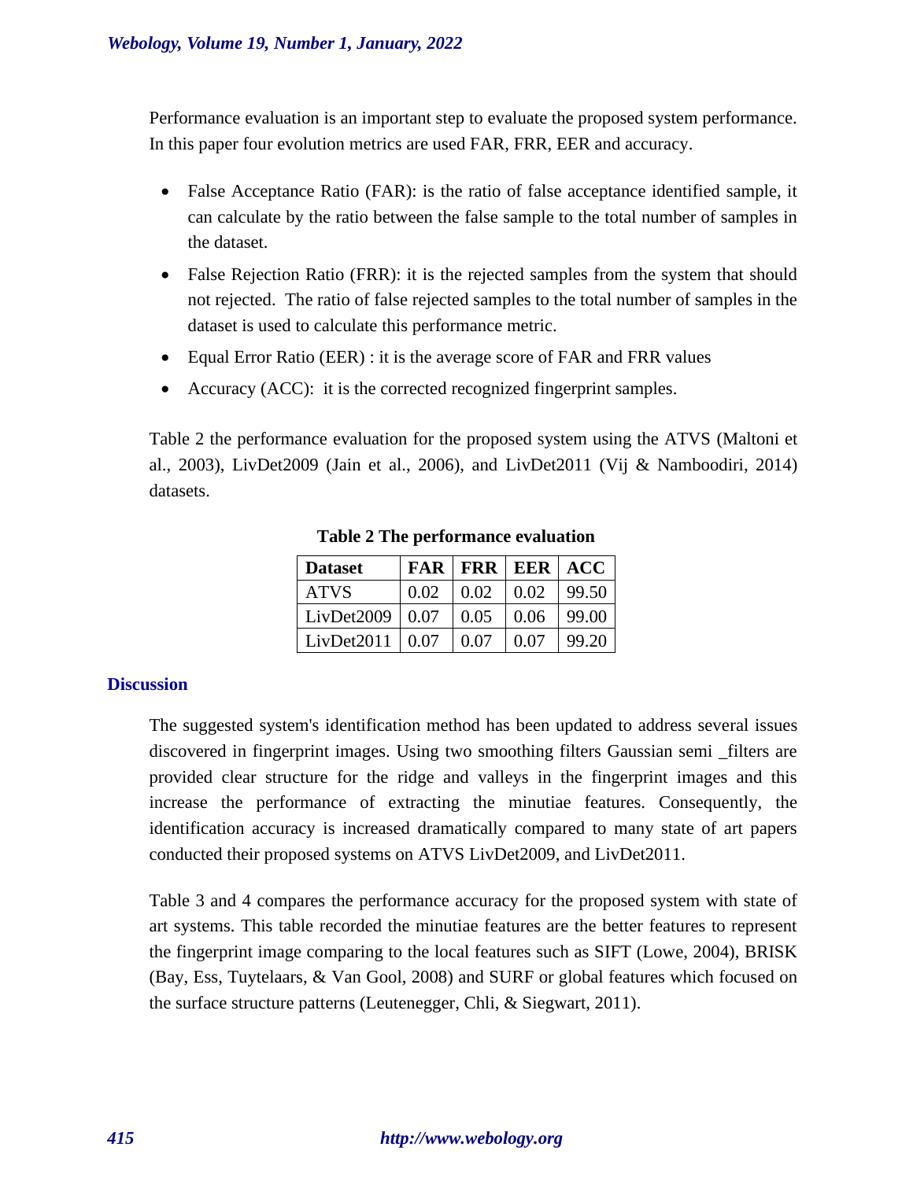Performance evaluation is an important step to evaluate the proposed system performance. In this paper four evolution metrics are used FAR, FRR, EER and accuracy.

- False Acceptance Ratio (FAR): is the ratio of false acceptance identified sample, it can calculate by the ratio between the false sample to the total number of samples in the dataset.
- False Rejection Ratio (FRR): it is the rejected samples from the system that should not rejected. The ratio of false rejected samples to the total number of samples in the dataset is used to calculate this performance metric.
- Equal Error Ratio (EER) : it is the average score of FAR and FRR values
- Accuracy (ACC): it is the corrected recognized fingerprint samples.

Table 2 the performance evaluation for the proposed system using the ATVS (Maltoni et al., 2003), LivDet2009 (Jain et al., 2006), and LivDet2011 (Vij & Namboodiri, 2014) datasets.

**Table 2 The performance evaluation**

| Dataset | FAR | FRR | EER | ACC |
|---|---|---|---|---|
| ATVS | 0.02 | 0.02 | 0.02 | 99.50 |
| LivDet2009 | 0.07 | 0.05 | 0.06 | 99.00 |
| LivDet2011 | 0.07 | 0.07 | 0.07 | 99.20 |

## Discussion

The suggested system's identification method has been updated to address several issues discovered in fingerprint images. Using two smoothing filters Gaussian semi _filters are provided clear structure for the ridge and valleys in the fingerprint images and this increase the performance of extracting the minutiae features. Consequently, the identification accuracy is increased dramatically compared to many state of art papers conducted their proposed systems on ATVS LivDet2009, and LivDet2011.

Table 3 and 4 compares the performance accuracy for the proposed system with state of art systems. This table recorded the minutiae features are the better features to represent the fingerprint image comparing to the local features such as SIFT (Lowe, 2004), BRISK (Bay, Ess, Tuytelaars, & Van Gool, 2008) and SURF or global features which focused on the surface structure patterns (Leutenegger, Chli, & Siegwart, 2011).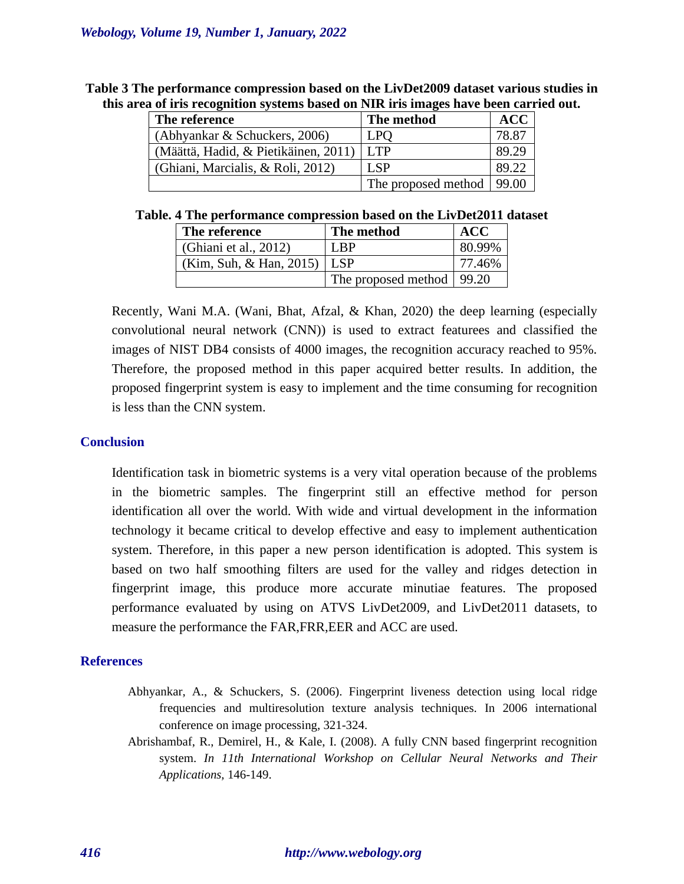**Table 3 The performance compression based on the LivDet2009 dataset various studies in this area of iris recognition systems based on NIR iris images have been carried out.**

| The reference | The method | ACC |
|---|---|---|
| (Abhyankar & Schuckers, 2006) | LPQ | 78.87 |
| (Määttä, Hadid, & Pietikäinen, 2011) | LTP | 89.29 |
| (Ghiani, Marcialis, & Roli, 2012) | LSP | 89.22 |
| | The proposed method | 99.00 |

**Table. 4 The performance compression based on the LivDet2011 dataset**

| The reference | The method | ACC |
|---|---|---|
| (Ghiani et al., 2012) | LBP | 80.99% |
| (Kim, Suh, & Han, 2015) | LSP | 77.46% |
| | The proposed method | 99.20 |

Recently, Wani M.A. (Wani, Bhat, Afzal, & Khan, 2020) the deep learning (especially convolutional neural network (CNN)) is used to extract featurees and classified the images of NIST DB4 consists of 4000 images, the recognition accuracy reached to 95%. Therefore, the proposed method in this paper acquired better results. In addition, the proposed fingerprint system is easy to implement and the time consuming for recognition is less than the CNN system.

## Conclusion

Identification task in biometric systems is a very vital operation because of the problems in the biometric samples. The fingerprint still an effective method for person identification all over the world. With wide and virtual development in the information technology it became critical to develop effective and easy to implement authentication system. Therefore, in this paper a new person identification is adopted. This system is based on two half smoothing filters are used for the valley and ridges detection in fingerprint image, this produce more accurate minutiae features. The proposed performance evaluated by using on ATVS LivDet2009, and LivDet2011 datasets, to measure the performance the FAR,FRR,EER and ACC are used.

## References

Abhyankar, A., & Schuckers, S. (2006). Fingerprint liveness detection using local ridge frequencies and multiresolution texture analysis techniques. In 2006 international conference on image processing, 321-324.

Abrishambaf, R., Demirel, H., & Kale, I. (2008). A fully CNN based fingerprint recognition system. *In 11th International Workshop on Cellular Neural Networks and Their Applications,* 146-149.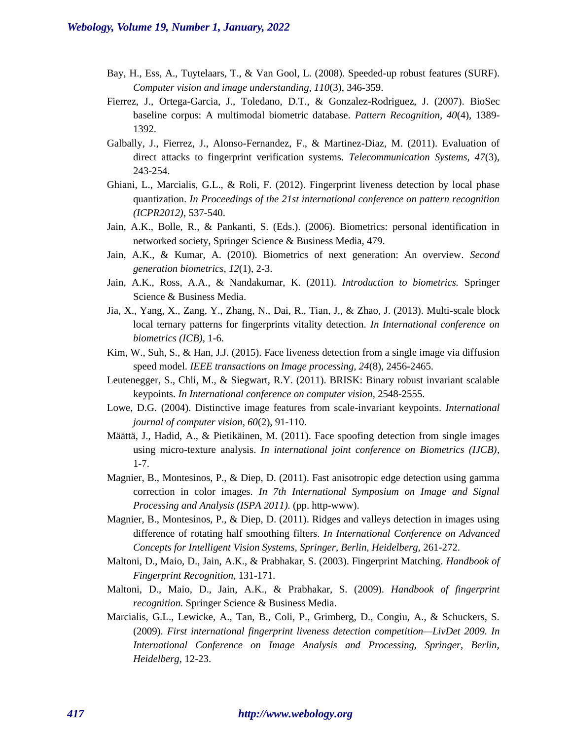Bay, H., Ess, A., Tuytelaars, T., & Van Gool, L. (2008). Speeded-up robust features (SURF). *Computer vision and image understanding, 110*(3), 346-359.

Fierrez, J., Ortega-Garcia, J., Toledano, D.T., & Gonzalez-Rodriguez, J. (2007). BioSec baseline corpus: A multimodal biometric database. *Pattern Recognition, 40*(4), 1389-1392.

Galbally, J., Fierrez, J., Alonso-Fernandez, F., & Martinez-Diaz, M. (2011). Evaluation of direct attacks to fingerprint verification systems. *Telecommunication Systems, 47*(3), 243-254.

Ghiani, L., Marcialis, G.L., & Roli, F. (2012). Fingerprint liveness detection by local phase quantization. *In Proceedings of the 21st international conference on pattern recognition (ICPR2012),* 537-540.

Jain, A.K., Bolle, R., & Pankanti, S. (Eds.). (2006). Biometrics: personal identification in networked society, Springer Science & Business Media, 479.

Jain, A.K., & Kumar, A. (2010). Biometrics of next generation: An overview. *Second generation biometrics, 12*(1), 2-3.

Jain, A.K., Ross, A.A., & Nandakumar, K. (2011). *Introduction to biometrics.* Springer Science & Business Media.

Jia, X., Yang, X., Zang, Y., Zhang, N., Dai, R., Tian, J., & Zhao, J. (2013). Multi-scale block local ternary patterns for fingerprints vitality detection. *In International conference on biometrics (ICB),* 1-6.

Kim, W., Suh, S., & Han, J.J. (2015). Face liveness detection from a single image via diffusion speed model. *IEEE transactions on Image processing, 24*(8), 2456-2465.

Leutenegger, S., Chli, M., & Siegwart, R.Y. (2011). BRISK: Binary robust invariant scalable keypoints. *In International conference on computer vision,* 2548-2555.

Lowe, D.G. (2004). Distinctive image features from scale-invariant keypoints. *International journal of computer vision, 60*(2), 91-110.

Määttä, J., Hadid, A., & Pietikäinen, M. (2011). Face spoofing detection from single images using micro-texture analysis. *In international joint conference on Biometrics (IJCB),* 1-7.

Magnier, B., Montesinos, P., & Diep, D. (2011). Fast anisotropic edge detection using gamma correction in color images. *In 7th International Symposium on Image and Signal Processing and Analysis (ISPA 2011).* (pp. http-www).

Magnier, B., Montesinos, P., & Diep, D. (2011). Ridges and valleys detection in images using difference of rotating half smoothing filters. *In International Conference on Advanced Concepts for Intelligent Vision Systems, Springer, Berlin, Heidelberg,* 261-272.

Maltoni, D., Maio, D., Jain, A.K., & Prabhakar, S. (2003). Fingerprint Matching. *Handbook of Fingerprint Recognition,* 131-171.

Maltoni, D., Maio, D., Jain, A.K., & Prabhakar, S. (2009). *Handbook of fingerprint recognition.* Springer Science & Business Media.

Marcialis, G.L., Lewicke, A., Tan, B., Coli, P., Grimberg, D., Congiu, A., & Schuckers, S. (2009). *First international fingerprint liveness detection competition—LivDet 2009. In International Conference on Image Analysis and Processing, Springer, Berlin, Heidelberg,* 12-23.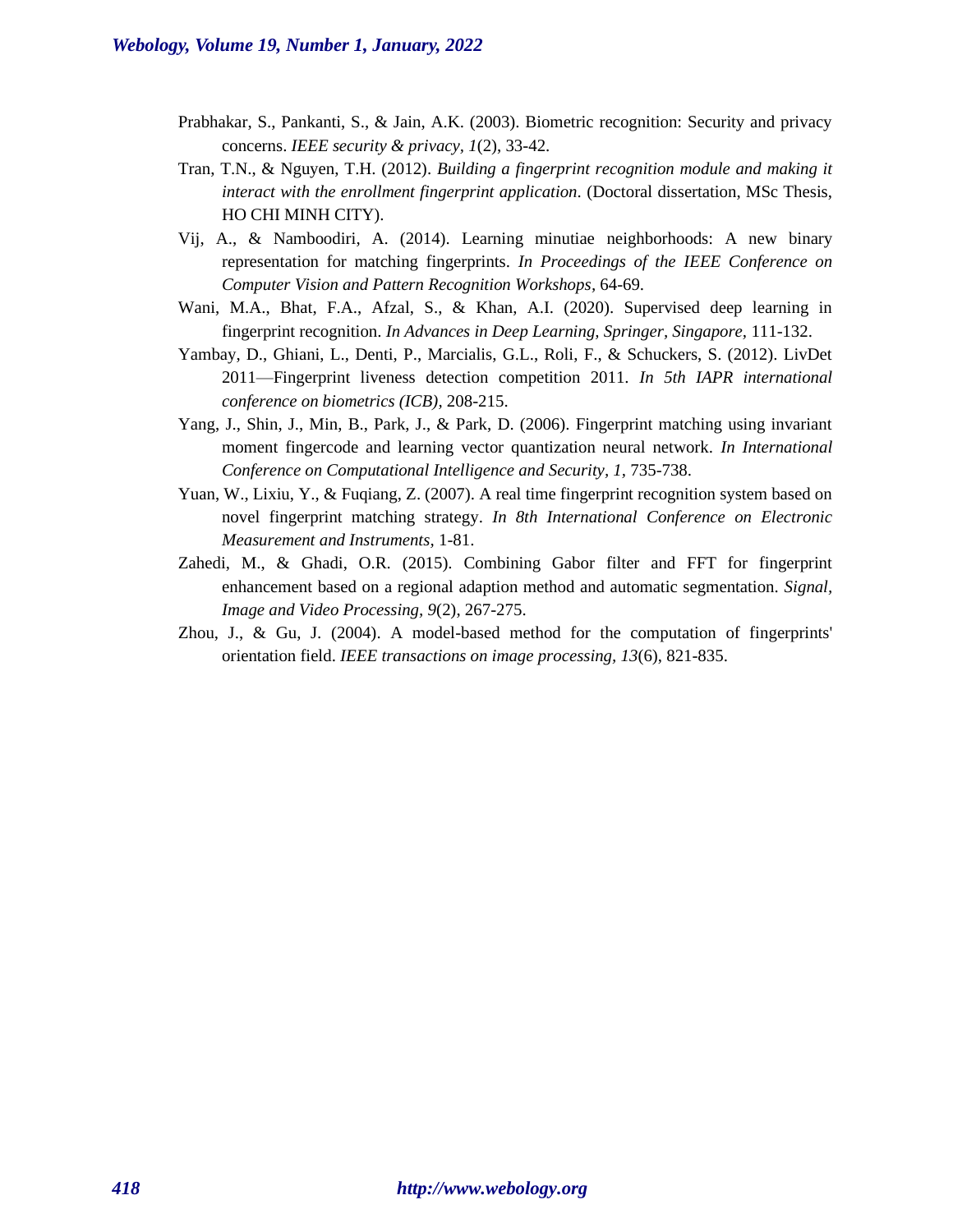Prabhakar, S., Pankanti, S., & Jain, A.K. (2003). Biometric recognition: Security and privacy concerns. *IEEE security & privacy, 1*(2), 33-42.

Tran, T.N., & Nguyen, T.H. (2012). *Building a fingerprint recognition module and making it interact with the enrollment fingerprint application*. (Doctoral dissertation, MSc Thesis, HO CHI MINH CITY).

Vij, A., & Namboodiri, A. (2014). Learning minutiae neighborhoods: A new binary representation for matching fingerprints. *In Proceedings of the IEEE Conference on Computer Vision and Pattern Recognition Workshops,* 64-69.

Wani, M.A., Bhat, F.A., Afzal, S., & Khan, A.I. (2020). Supervised deep learning in fingerprint recognition. *In Advances in Deep Learning, Springer, Singapore,* 111-132.

Yambay, D., Ghiani, L., Denti, P., Marcialis, G.L., Roli, F., & Schuckers, S. (2012). LivDet 2011—Fingerprint liveness detection competition 2011. *In 5th IAPR international conference on biometrics (ICB),* 208-215.

Yang, J., Shin, J., Min, B., Park, J., & Park, D. (2006). Fingerprint matching using invariant moment fingercode and learning vector quantization neural network. *In International Conference on Computational Intelligence and Security, 1*, 735-738.

Yuan, W., Lixiu, Y., & Fuqiang, Z. (2007). A real time fingerprint recognition system based on novel fingerprint matching strategy. *In 8th International Conference on Electronic Measurement and Instruments,* 1-81.

Zahedi, M., & Ghadi, O.R. (2015). Combining Gabor filter and FFT for fingerprint enhancement based on a regional adaption method and automatic segmentation. *Signal, Image and Video Processing, 9*(2), 267-275.

Zhou, J., & Gu, J. (2004). A model-based method for the computation of fingerprints' orientation field. *IEEE transactions on image processing, 13*(6), 821-835.